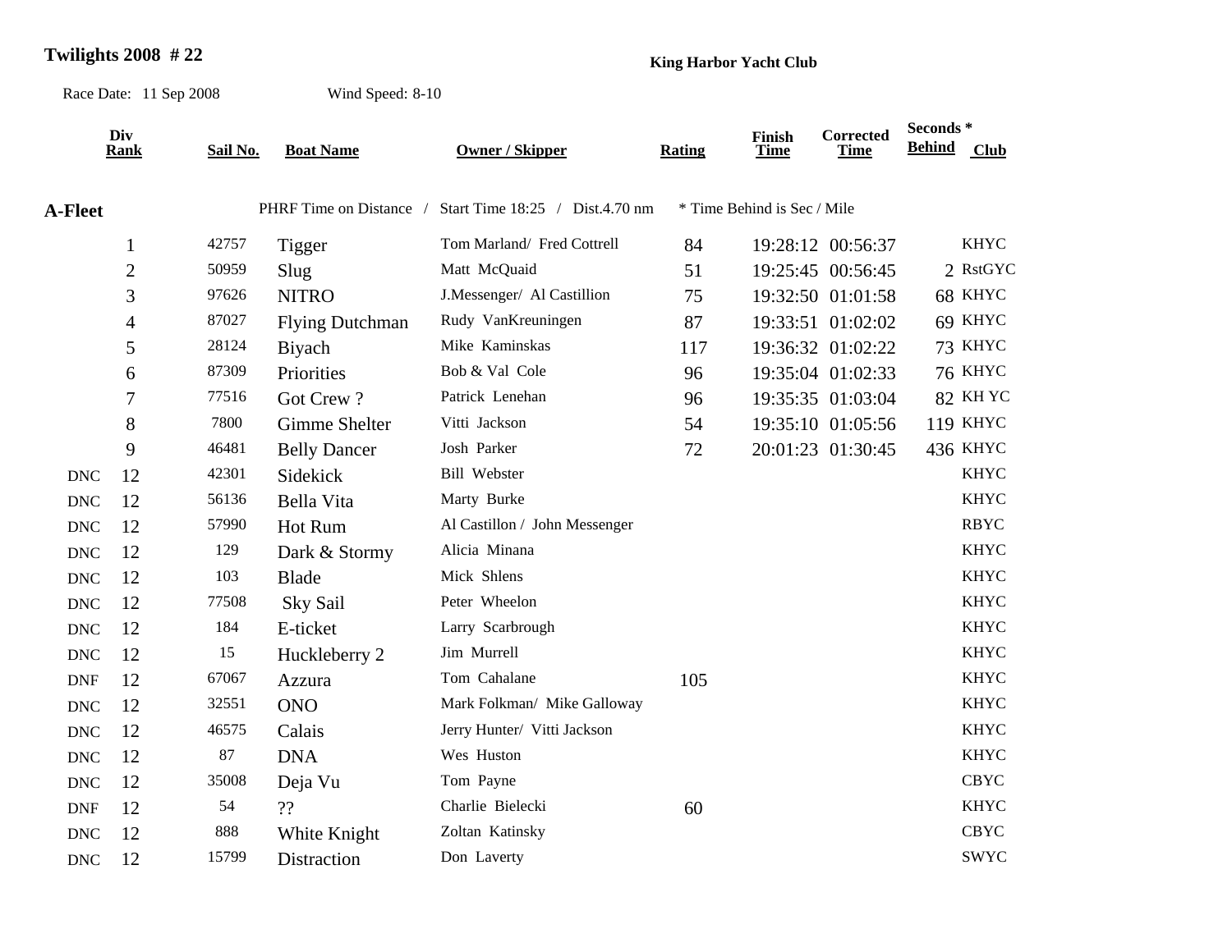# Twilights 2008 # 22

**King Harbor Yacht Club**

Race Date: 11 Sep 2008 Wind Speed: 8-10

## A-Fleet

PHRF Time on Distance / Start Time 18:25 / Dist.4.70 nm * Time Behind is Sec / Mile

| | Div Rank | Sail No. | Boat Name | Owner / Skipper | Rating | Finish Time | Corrected Time | Seconds * Behind | Club |
|---|---|---|---|---|---|---|---|---|---|
| | 1 | 42757 | Tigger | Tom Marland/ Fred Cottrell | 84 | 19:28:12 | 00:56:37 | | KHYC |
| | 2 | 50959 | Slug | Matt McQuaid | 51 | 19:25:45 | 00:56:45 | 2 | RstGYC |
| | 3 | 97626 | NITRO | J.Messenger/ Al Castillion | 75 | 19:32:50 | 01:01:58 | 68 | KHYC |
| | 4 | 87027 | Flying Dutchman | Rudy VanKreuningen | 87 | 19:33:51 | 01:02:02 | 69 | KHYC |
| | 5 | 28124 | Biyach | Mike Kaminskas | 117 | 19:36:32 | 01:02:22 | 73 | KHYC |
| | 6 | 87309 | Priorities | Bob & Val Cole | 96 | 19:35:04 | 01:02:33 | 76 | KHYC |
| | 7 | 77516 | Got Crew ? | Patrick Lenehan | 96 | 19:35:35 | 01:03:04 | 82 | KH YC |
| | 8 | 7800 | Gimme Shelter | Vitti Jackson | 54 | 19:35:10 | 01:05:56 | 119 | KHYC |
| | 9 | 46481 | Belly Dancer | Josh Parker | 72 | 20:01:23 | 01:30:45 | 436 | KHYC |
| DNC | 12 | 42301 | Sidekick | Bill Webster | | | | | KHYC |
| DNC | 12 | 56136 | Bella Vita | Marty Burke | | | | | KHYC |
| DNC | 12 | 57990 | Hot Rum | Al Castillon / John Messenger | | | | | RBYC |
| DNC | 12 | 129 | Dark & Stormy | Alicia Minana | | | | | KHYC |
| DNC | 12 | 103 | Blade | Mick Shlens | | | | | KHYC |
| DNC | 12 | 77508 | Sky Sail | Peter Wheelon | | | | | KHYC |
| DNC | 12 | 184 | E-ticket | Larry Scarbrough | | | | | KHYC |
| DNC | 12 | 15 | Huckleberry 2 | Jim Murrell | | | | | KHYC |
| DNF | 12 | 67067 | Azzura | Tom Cahalane | 105 | | | | KHYC |
| DNC | 12 | 32551 | ONO | Mark Folkman/ Mike Galloway | | | | | KHYC |
| DNC | 12 | 46575 | Calais | Jerry Hunter/ Vitti Jackson | | | | | KHYC |
| DNC | 12 | 87 | DNA | Wes Huston | | | | | KHYC |
| DNC | 12 | 35008 | Deja Vu | Tom Payne | | | | | CBYC |
| DNF | 12 | 54 | ?? | Charlie Bielecki | 60 | | | | KHYC |
| DNC | 12 | 888 | White Knight | Zoltan Katinsky | | | | | CBYC |
| DNC | 12 | 15799 | Distraction | Don Laverty | | | | | SWYC |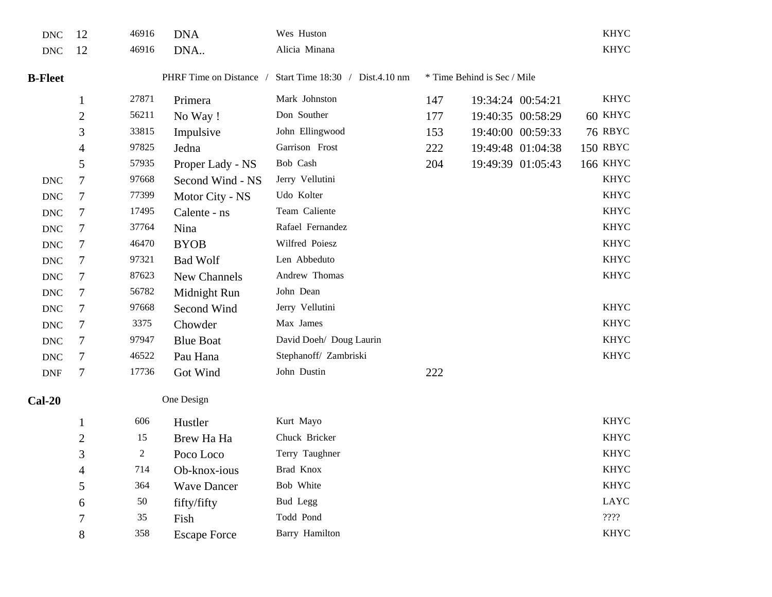| | | | | | | | | | |
|---|---|---|---|---|---|---|---|---|---|
| DNC | 12 | 46916 | DNA | Wes Huston | | | | | KHYC |
| DNC | 12 | 46916 | DNA.. | Alicia Minana | | | | | KHYC |

**B-Fleet** PHRF Time on Distance / Start Time 18:30 / Dist.4.10 nm * Time Behind is Sec / Mile

| | | | | | | | | | |
|---|---|---|---|---|---|---|---|---|---|
| | 1 | 27871 | Primera | Mark Johnston | 147 | 19:34:24 | 00:54:21 | | KHYC |
| | 2 | 56211 | No Way ! | Don Souther | 177 | 19:40:35 | 00:58:29 | 60 | KHYC |
| | 3 | 33815 | Impulsive | John Ellingwood | 153 | 19:40:00 | 00:59:33 | 76 | RBYC |
| | 4 | 97825 | Jedna | Garrison Frost | 222 | 19:49:48 | 01:04:38 | 150 | RBYC |
| | 5 | 57935 | Proper Lady - NS | Bob Cash | 204 | 19:49:39 | 01:05:43 | 166 | KHYC |
| DNC | 7 | 97668 | Second Wind - NS | Jerry Vellutini | | | | | KHYC |
| DNC | 7 | 77399 | Motor City - NS | Udo Kolter | | | | | KHYC |
| DNC | 7 | 17495 | Calente - ns | Team Caliente | | | | | KHYC |
| DNC | 7 | 37764 | Nina | Rafael Fernandez | | | | | KHYC |
| DNC | 7 | 46470 | BYOB | Wilfred Poiesz | | | | | KHYC |
| DNC | 7 | 97321 | Bad Wolf | Len Abbeduto | | | | | KHYC |
| DNC | 7 | 87623 | New Channels | Andrew Thomas | | | | | KHYC |
| DNC | 7 | 56782 | Midnight Run | John Dean | | | | | |
| DNC | 7 | 97668 | Second Wind | Jerry Vellutini | | | | | KHYC |
| DNC | 7 | 3375 | Chowder | Max James | | | | | KHYC |
| DNC | 7 | 97947 | Blue Boat | David Doeh/ Doug Laurin | | | | | KHYC |
| DNC | 7 | 46522 | Pau Hana | Stephanoff/ Zambriski | | | | | KHYC |
| DNF | 7 | 17736 | Got Wind | John Dustin | 222 | | | | |

**Cal-20** One Design

| | | | | | |
|---|---|---|---|---|---|
| | 1 | 606 | Hustler | Kurt Mayo | KHYC |
| | 2 | 15 | Brew Ha Ha | Chuck Bricker | KHYC |
| | 3 | 2 | Poco Loco | Terry Taughner | KHYC |
| | 4 | 714 | Ob-knox-ious | Brad Knox | KHYC |
| | 5 | 364 | Wave Dancer | Bob White | KHYC |
| | 6 | 50 | fifty/fifty | Bud Legg | LAYC |
| | 7 | 35 | Fish | Todd Pond | ???? |
| | 8 | 358 | Escape Force | Barry Hamilton | KHYC |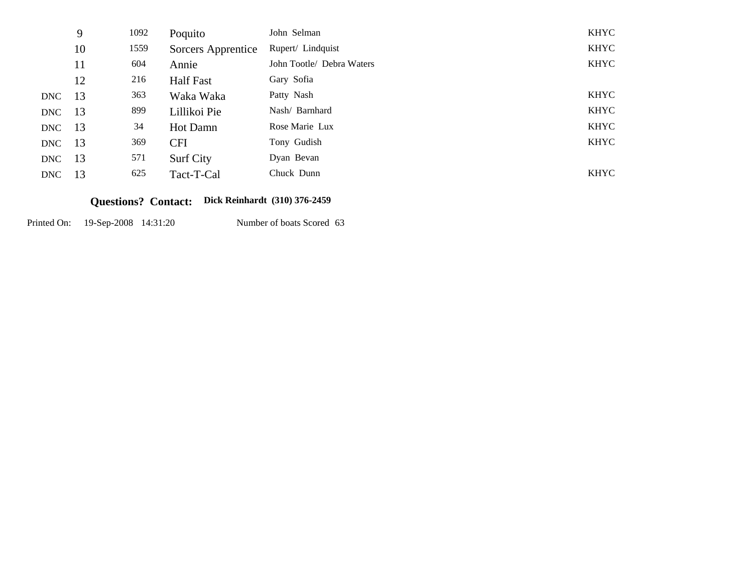| | | | | | |
|---|---|---|---|---|---|
| | 9 | 1092 | Poquito | John Selman | KHYC |
| | 10 | 1559 | Sorcers Apprentice | Rupert/ Lindquist | KHYC |
| | 11 | 604 | Annie | John Tootle/ Debra Waters | KHYC |
| | 12 | 216 | Half Fast | Gary Sofia | |
| DNC | 13 | 363 | Waka Waka | Patty Nash | KHYC |
| DNC | 13 | 899 | Lillikoi Pie | Nash/ Barnhard | KHYC |
| DNC | 13 | 34 | Hot Damn | Rose Marie Lux | KHYC |
| DNC | 13 | 369 | CFI | Tony Gudish | KHYC |
| DNC | 13 | 571 | Surf City | Dyan Bevan | |
| DNC | 13 | 625 | Tact-T-Cal | Chuck Dunn | KHYC |

**Questions? Contact:** **Dick Reinhardt (310) 376-2459**

Printed On: 19-Sep-2008 14:31:20 Number of boats Scored 63